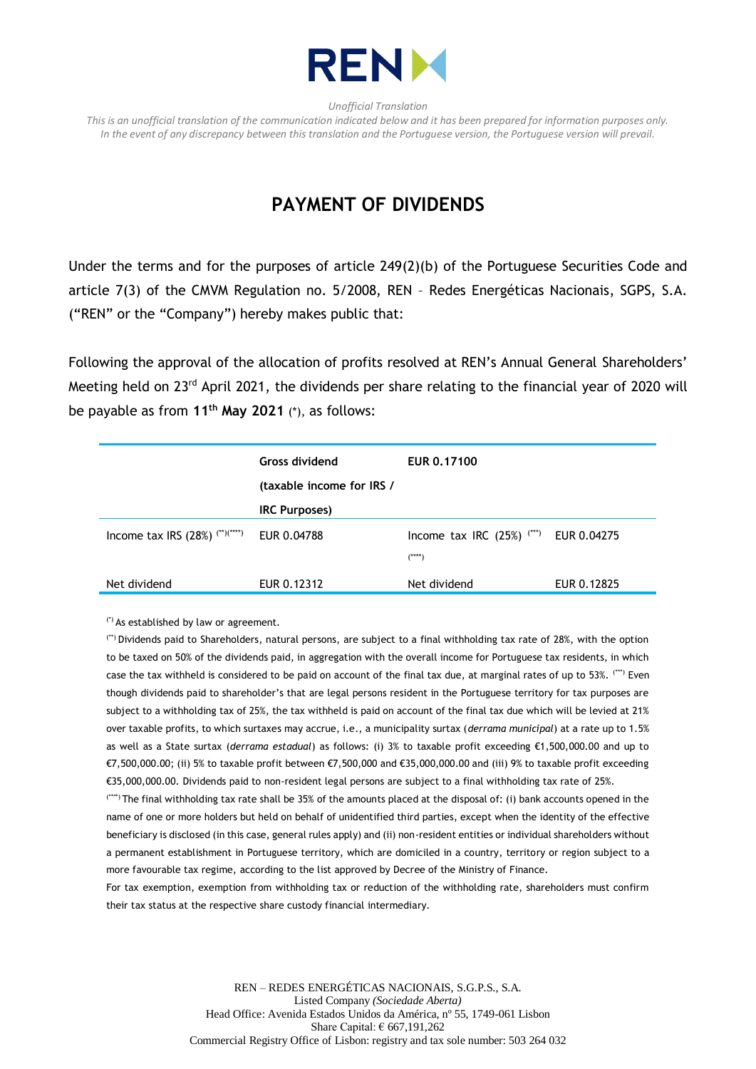*Unofficial Translation*

*This is an unofficial translation of the communication indicated below and it has been prepared for information purposes only. In the event of any discrepancy between this translation and the Portuguese version, the Portuguese version will prevail.*

# PAYMENT OF DIVIDENDS

Under the terms and for the purposes of article 249(2)(b) of the Portuguese Securities Code and article 7(3) of the CMVM Regulation no. 5/2008, REN – Redes Energéticas Nacionais, SGPS, S.A. ("REN" or the "Company") hereby makes public that:

Following the approval of the allocation of profits resolved at REN's Annual General Shareholders' Meeting held on 23rd April 2021, the dividends per share relating to the financial year of 2020 will be payable as from **11th May 2021** (*), as follows:

| | Gross dividend (taxable income for IRS / IRC Purposes) | EUR 0.17100 | |
|---|---|---|---|
| Income tax IRS (28%) (**)(****) | EUR 0.04788 | Income tax IRC (25%) (***)(****) | EUR 0.04275 |
| Net dividend | EUR 0.12312 | Net dividend | EUR 0.12825 |

(*) As established by law or agreement.

(**) Dividends paid to Shareholders, natural persons, are subject to a final withholding tax rate of 28%, with the option to be taxed on 50% of the dividends paid, in aggregation with the overall income for Portuguese tax residents, in which case the tax withheld is considered to be paid on account of the final tax due, at marginal rates of up to 53%. (***) Even though dividends paid to shareholder's that are legal persons resident in the Portuguese territory for tax purposes are subject to a withholding tax of 25%, the tax withheld is paid on account of the final tax due which will be levied at 21% over taxable profits, to which surtaxes may accrue, i.e., a municipality surtax (*derrama municipal*) at a rate up to 1.5% as well as a State surtax (*derrama estadual*) as follows: (i) 3% to taxable profit exceeding €1,500,000.00 and up to €7,500,000.00; (ii) 5% to taxable profit between €7,500,000 and €35,000,000.00 and (iii) 9% to taxable profit exceeding €35,000,000.00. Dividends paid to non-resident legal persons are subject to a final withholding tax rate of 25%.

(****) The final withholding tax rate shall be 35% of the amounts placed at the disposal of: (i) bank accounts opened in the name of one or more holders but held on behalf of unidentified third parties, except when the identity of the effective beneficiary is disclosed (in this case, general rules apply) and (ii) non-resident entities or individual shareholders without a permanent establishment in Portuguese territory, which are domiciled in a country, territory or region subject to a more favourable tax regime, according to the list approved by Decree of the Ministry of Finance.

For tax exemption, exemption from withholding tax or reduction of the withholding rate, shareholders must confirm their tax status at the respective share custody financial intermediary.

REN – REDES ENERGÉTICAS NACIONAIS, S.G.P.S., S.A.
Listed Company *(Sociedade Aberta)*
Head Office: Avenida Estados Unidos da América, nº 55, 1749-061 Lisbon
Share Capital: € 667,191,262
Commercial Registry Office of Lisbon: registry and tax sole number: 503 264 032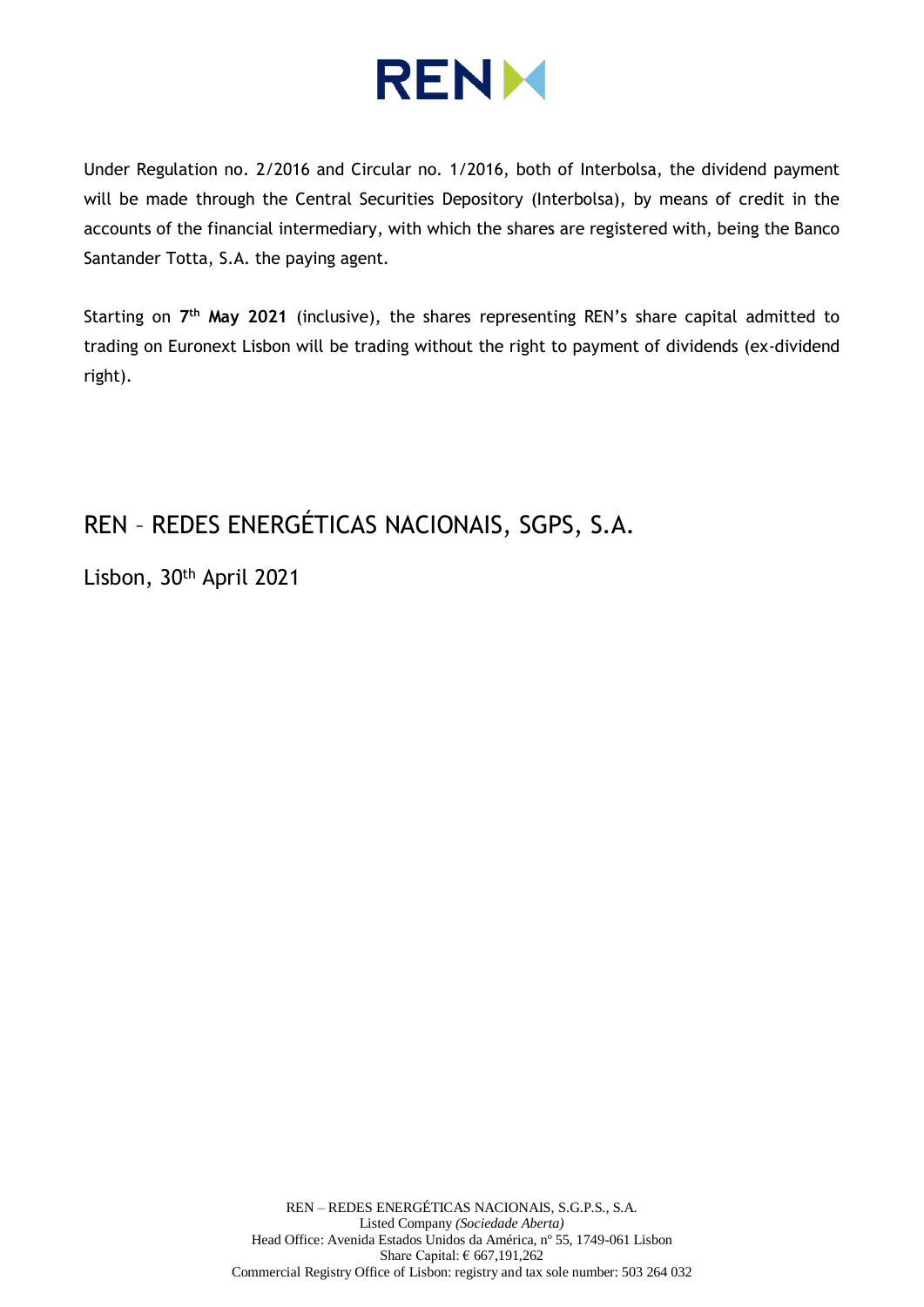Under Regulation no. 2/2016 and Circular no. 1/2016, both of Interbolsa, the dividend payment will be made through the Central Securities Depository (Interbolsa), by means of credit in the accounts of the financial intermediary, with which the shares are registered with, being the Banco Santander Totta, S.A. the paying agent.

Starting on **7th May 2021** (inclusive), the shares representing REN's share capital admitted to trading on Euronext Lisbon will be trading without the right to payment of dividends (ex-dividend right).

REN – REDES ENERGÉTICAS NACIONAIS, SGPS, S.A.

Lisbon, 30th April 2021

REN – REDES ENERGÉTICAS NACIONAIS, S.G.P.S., S.A.
Listed Company *(Sociedade Aberta)*
Head Office: Avenida Estados Unidos da América, nº 55, 1749-061 Lisbon
Share Capital: € 667,191,262
Commercial Registry Office of Lisbon: registry and tax sole number: 503 264 032